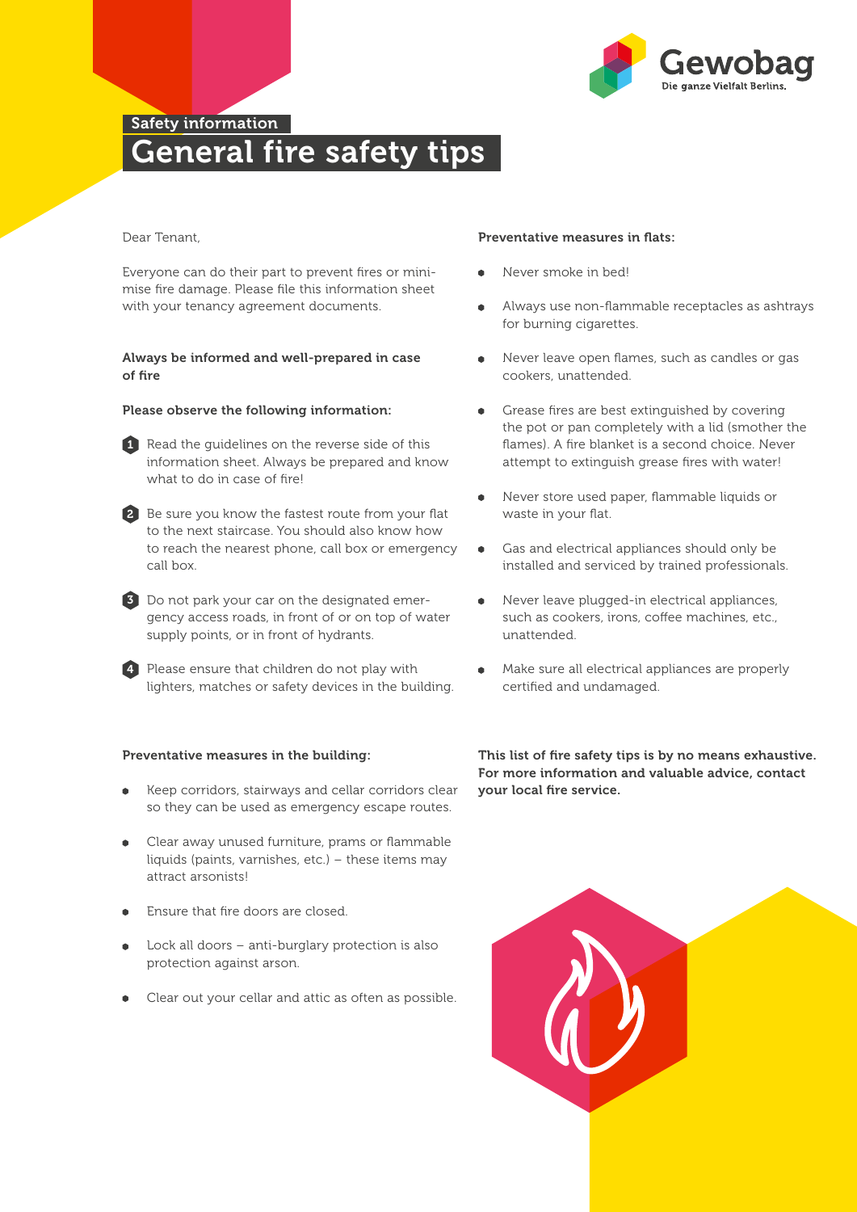Safety information

# General fire safety tips

Dear Tenant,

Everyone can do their part to prevent fires or minimise fire damage. Please file this information sheet with your tenancy agreement documents.

**Always be informed and well-prepared in case of fire**

**Please observe the following information:**

1. Read the guidelines on the reverse side of this information sheet. Always be prepared and know what to do in case of fire!
2. Be sure you know the fastest route from your flat to the next staircase. You should also know how to reach the nearest phone, call box or emergency call box.
3. Do not park your car on the designated emergency access roads, in front of or on top of water supply points, or in front of hydrants.
4. Please ensure that children do not play with lighters, matches or safety devices in the building.

**Preventative measures in the building:**

- Keep corridors, stairways and cellar corridors clear so they can be used as emergency escape routes.
- Clear away unused furniture, prams or flammable liquids (paints, varnishes, etc.) – these items may attract arsonists!
- Ensure that fire doors are closed.
- Lock all doors – anti-burglary protection is also protection against arson.
- Clear out your cellar and attic as often as possible.

**Preventative measures in flats:**

- Never smoke in bed!
- Always use non-flammable receptacles as ashtrays for burning cigarettes.
- Never leave open flames, such as candles or gas cookers, unattended.
- Grease fires are best extinguished by covering the pot or pan completely with a lid (smother the flames). A fire blanket is a second choice. Never attempt to extinguish grease fires with water!
- Never store used paper, flammable liquids or waste in your flat.
- Gas and electrical appliances should only be installed and serviced by trained professionals.
- Never leave plugged-in electrical appliances, such as cookers, irons, coffee machines, etc., unattended.
- Make sure all electrical appliances are properly certified and undamaged.

**This list of fire safety tips is by no means exhaustive. For more information and valuable advice, contact your local fire service.**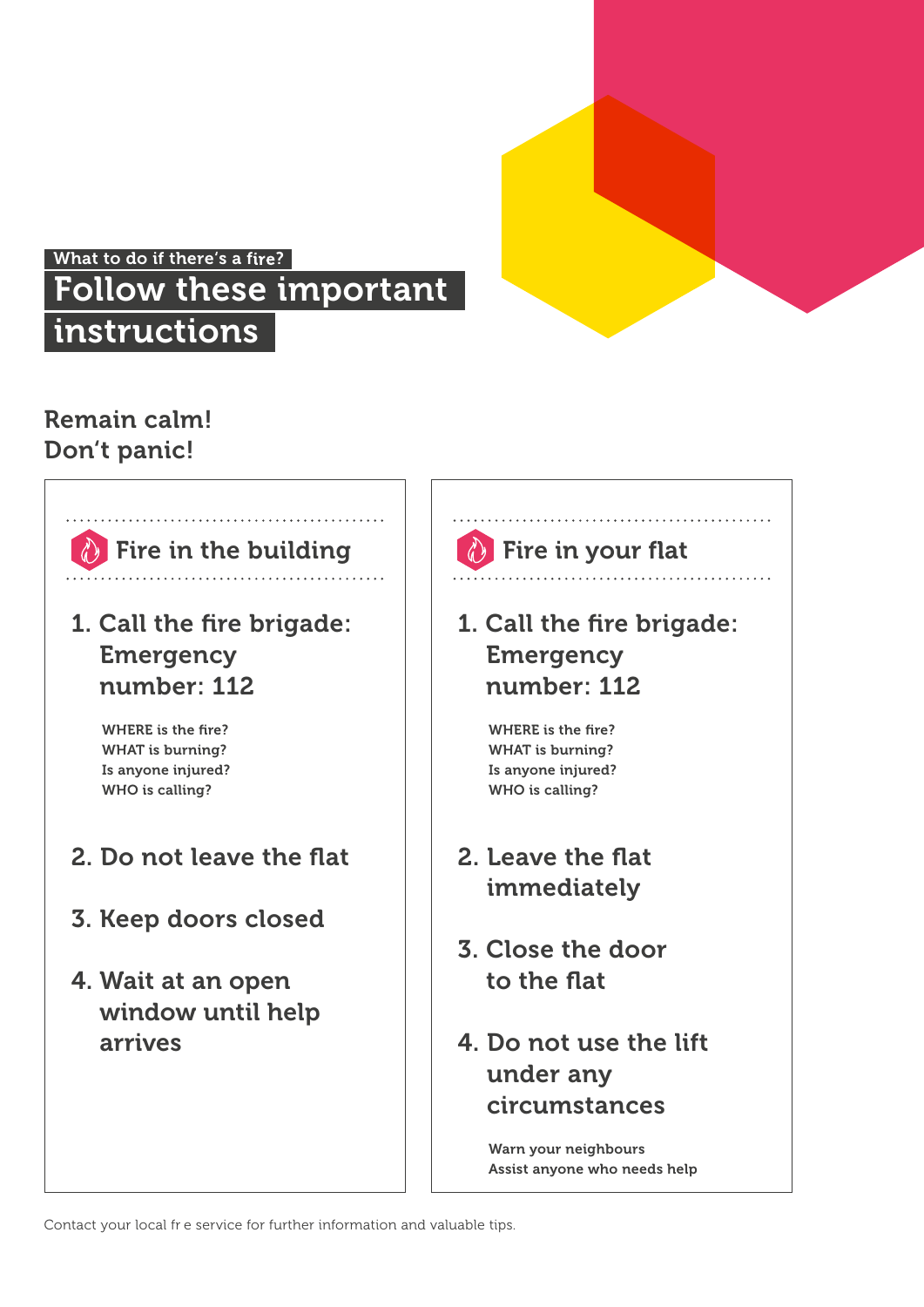What to do if there's a fire?

# Follow these important instructions

**Remain calm!**
**Don't panic!**

## Fire in the building

1. Call the fire brigade: Emergency number: 112

   WHERE is the fire?
   WHAT is burning?
   Is anyone injured?
   WHO is calling?

2. Do not leave the flat
3. Keep doors closed
4. Wait at an open window until help arrives

## Fire in your flat

1. Call the fire brigade: Emergency number: 112

   WHERE is the fire?
   WHAT is burning?
   Is anyone injured?
   WHO is calling?

2. Leave the flat immediately
3. Close the door to the flat
4. Do not use the lift under any circumstances

   Warn your neighbours
   Assist anyone who needs help

Contact your local fr e service for further information and valuable tips.